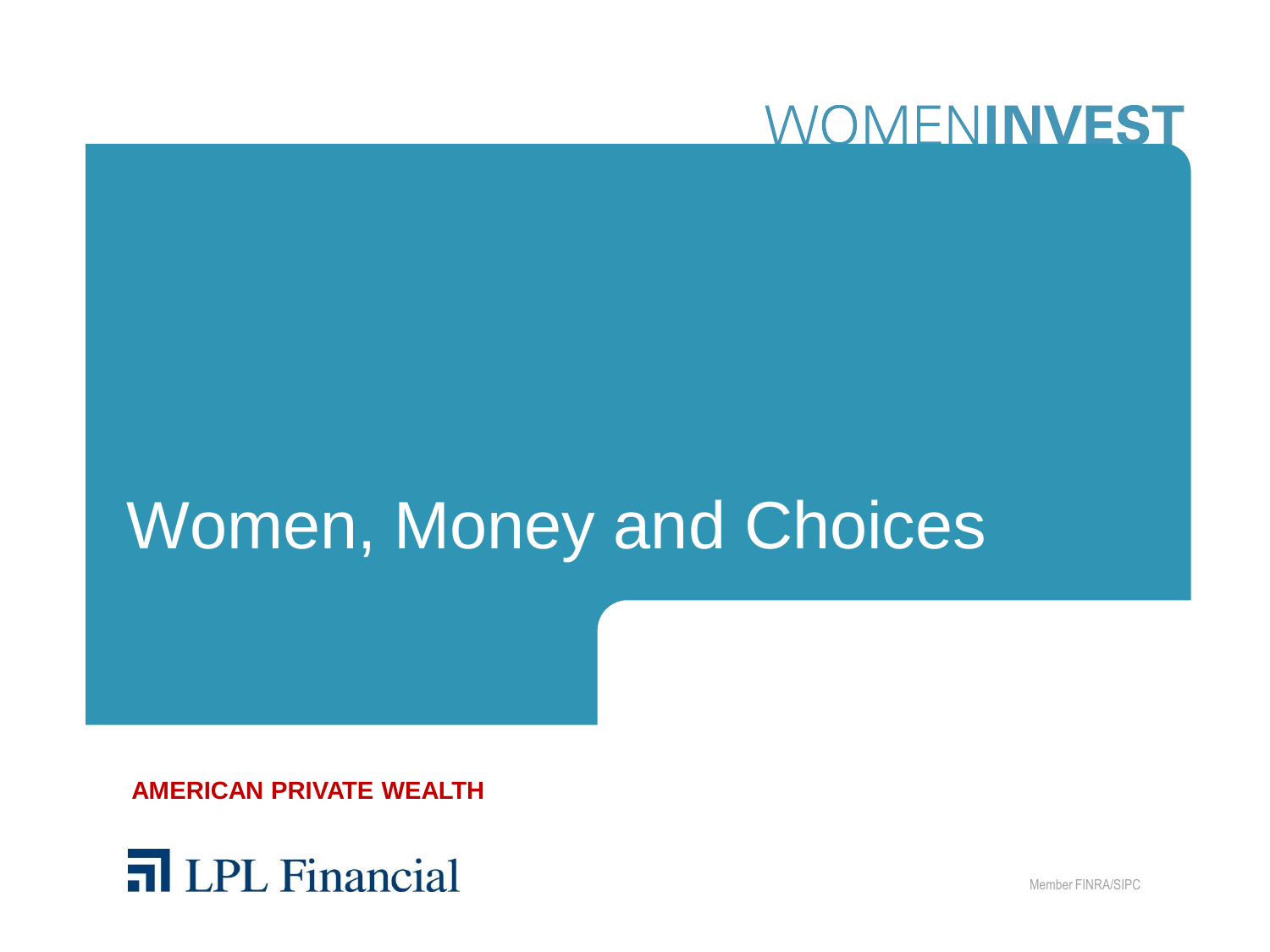WOMENINVEST

# Women, Money and Choices

**AMERICAN PRIVATE WEALTH**

LPL Financial

Member FINRA/SIPC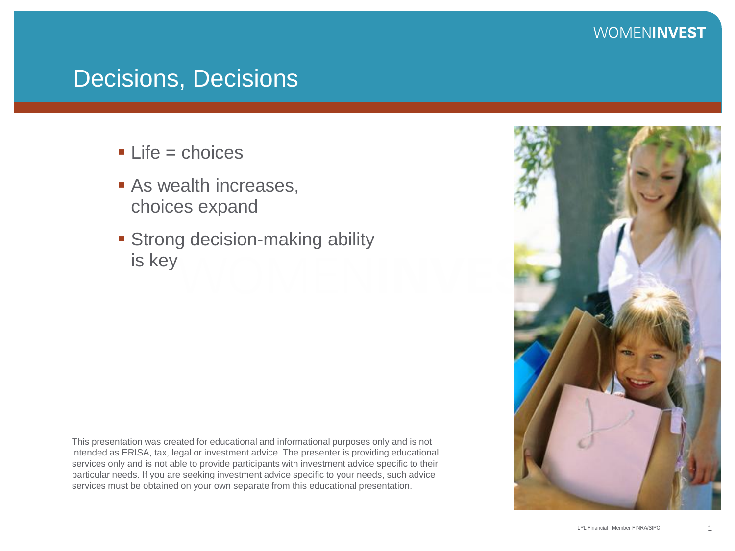# Decisions, Decisions

- Life = choices
- As wealth increases, choices expand
- Strong decision-making ability is key

This presentation was created for educational and informational purposes only and is not intended as ERISA, tax, legal or investment advice. The presenter is providing educational services only and is not able to provide participants with investment advice specific to their particular needs. If you are seeking investment advice specific to your needs, such advice services must be obtained on your own separate from this educational presentation.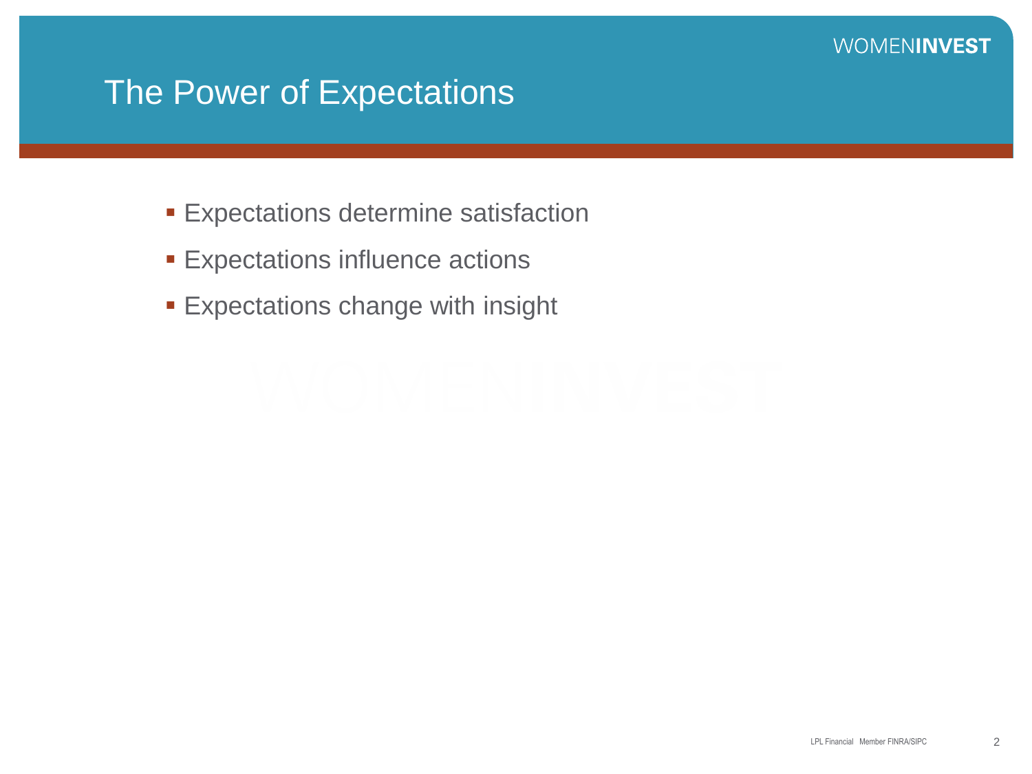# The Power of Expectations

- Expectations determine satisfaction
- Expectations influence actions
- Expectations change with insight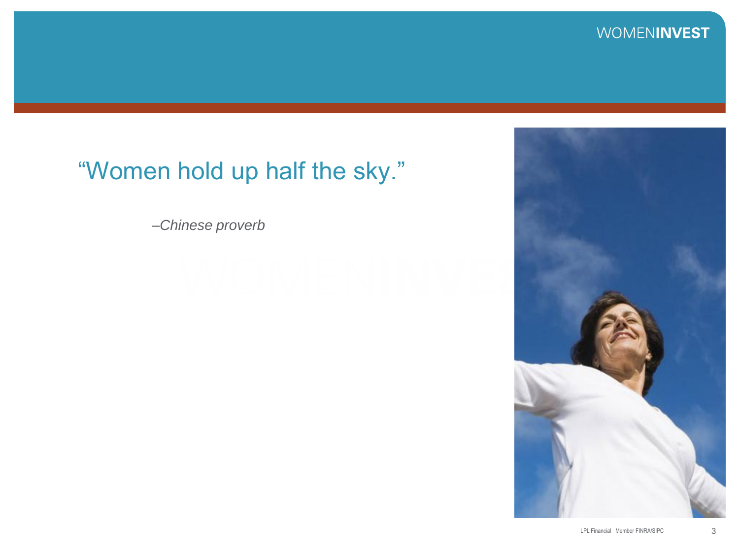"Women hold up half the sky."

*–Chinese proverb*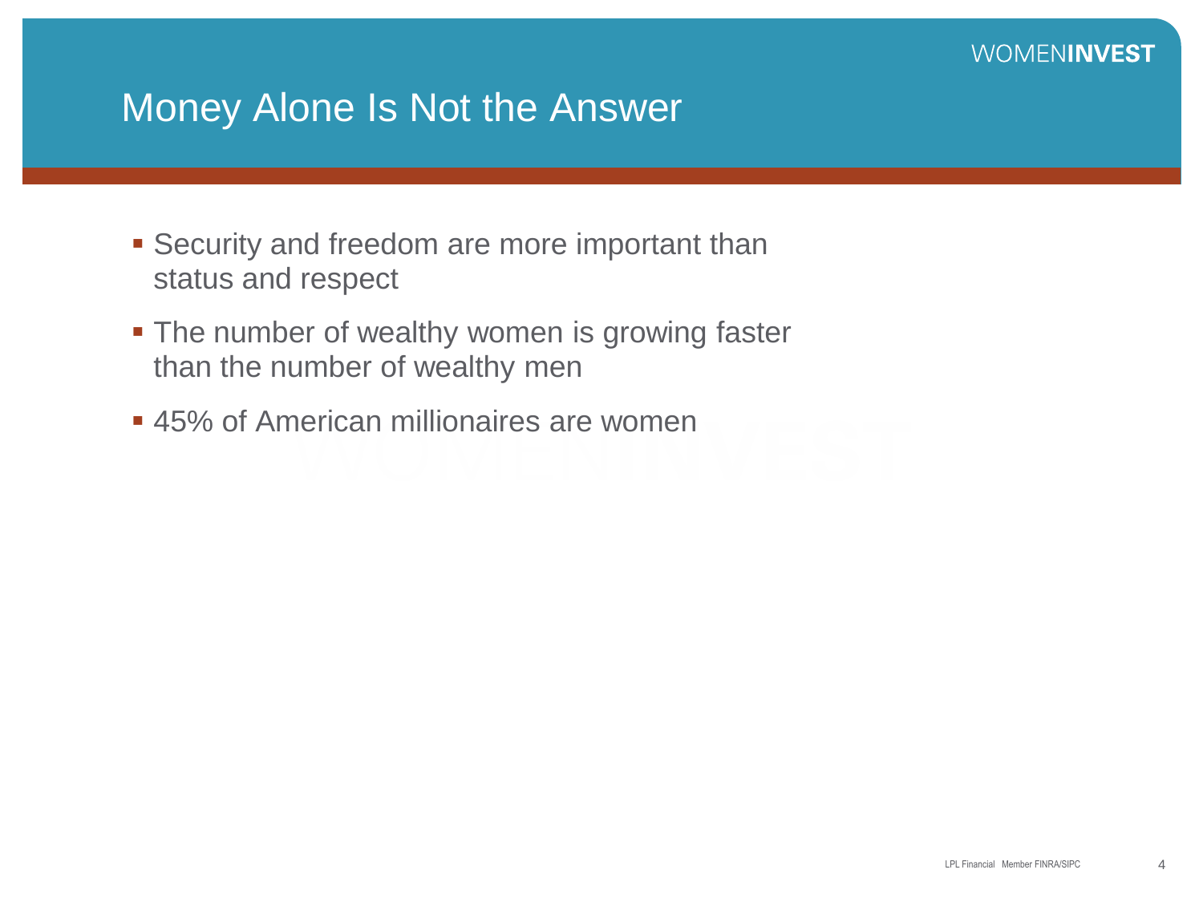# Money Alone Is Not the Answer

- Security and freedom are more important than status and respect
- The number of wealthy women is growing faster than the number of wealthy men
- 45% of American millionaires are women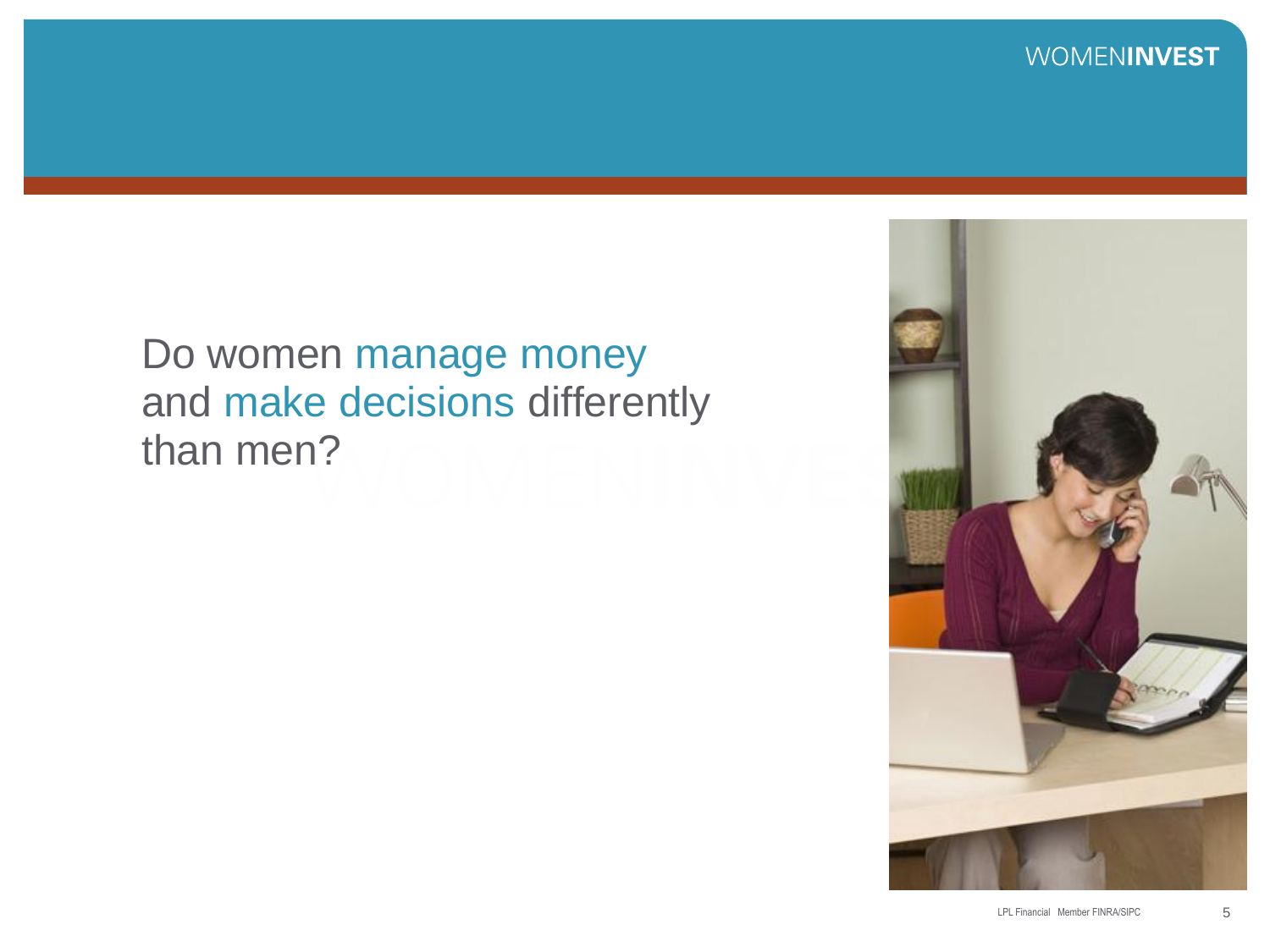Do women manage money and make decisions differently than men?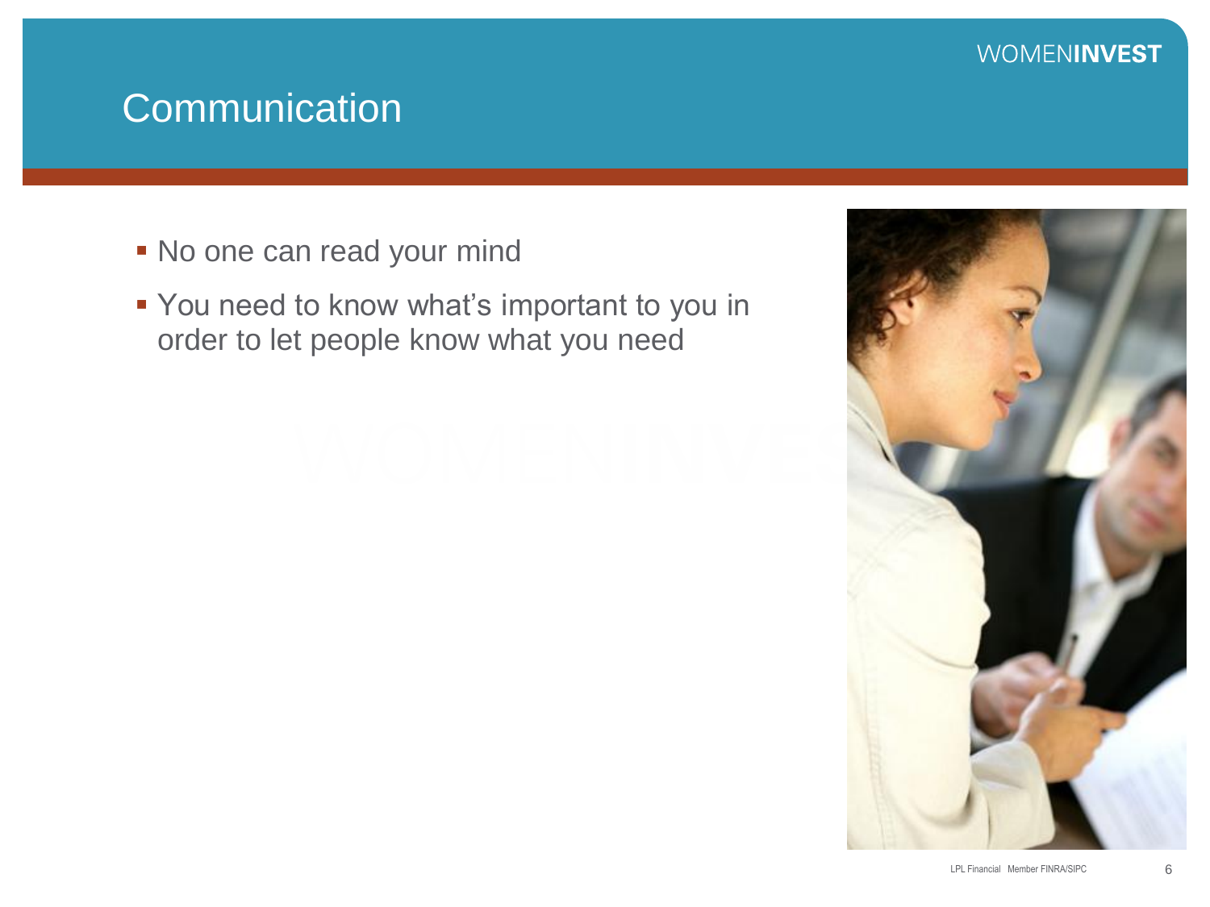# Communication

- No one can read your mind
- You need to know what's important to you in order to let people know what you need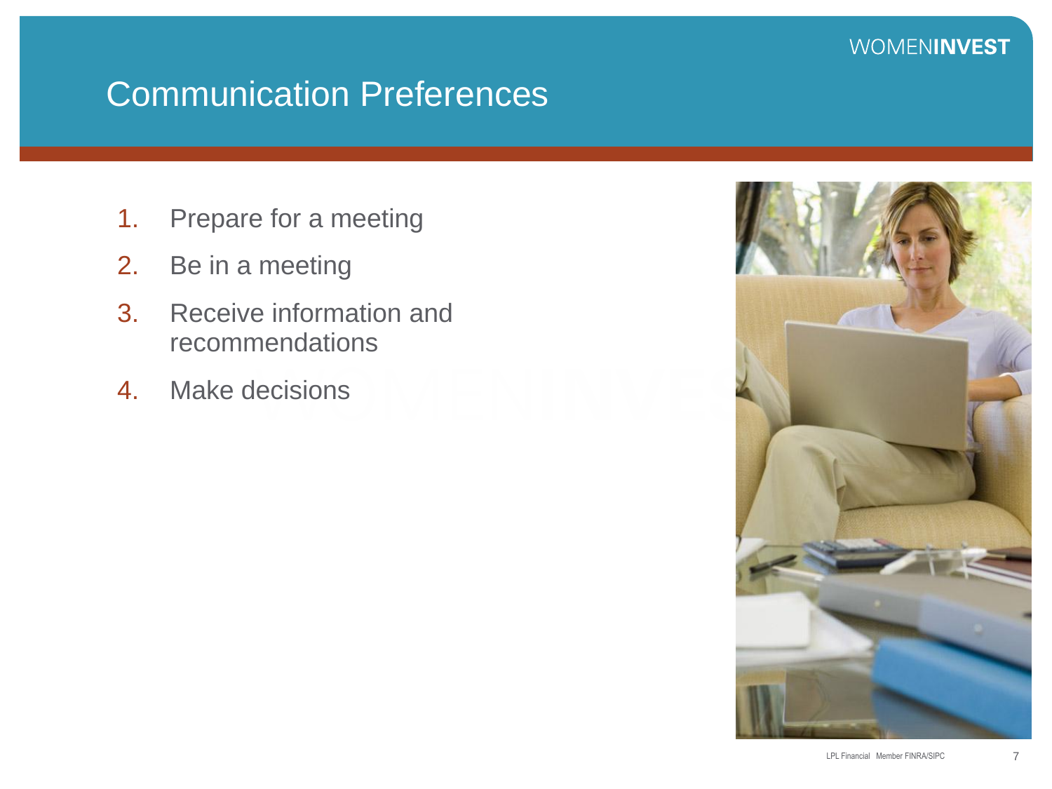# Communication Preferences

1. Prepare for a meeting
2. Be in a meeting
3. Receive information and recommendations
4. Make decisions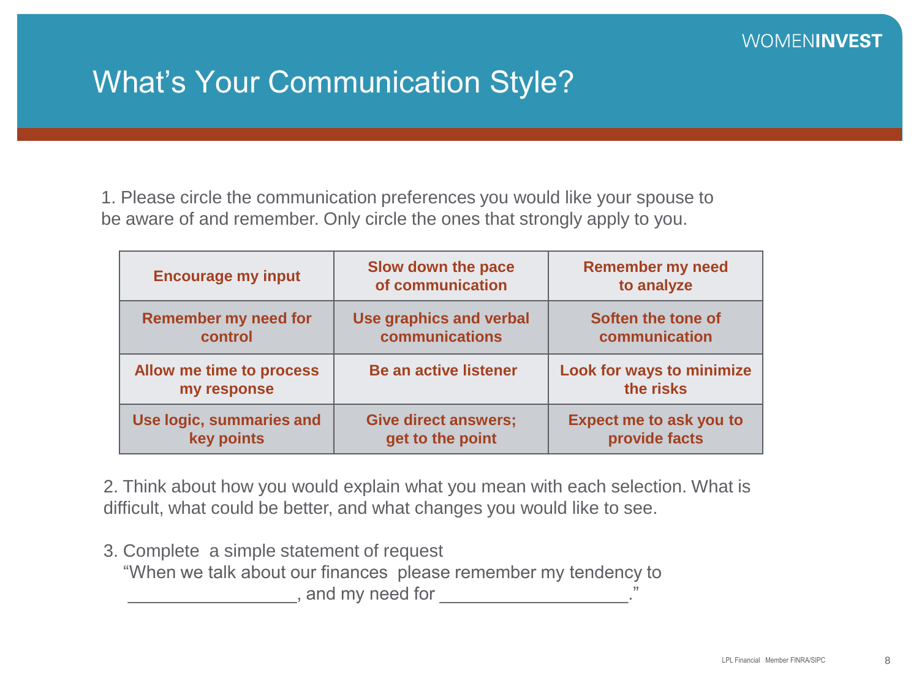# What's Your Communication Style?

1. Please circle the communication preferences you would like your spouse to be aware of and remember. Only circle the ones that strongly apply to you.

| | | |
|---|---|---|
| **Encourage my input** | **Slow down the pace of communication** | **Remember my need to analyze** |
| **Remember my need for control** | **Use graphics and verbal communications** | **Soften the tone of communication** |
| **Allow me time to process my response** | **Be an active listener** | **Look for ways to minimize the risks** |
| **Use logic, summaries and key points** | **Give direct answers; get to the point** | **Expect me to ask you to provide facts** |

2. Think about how you would explain what you mean with each selection. What is difficult, what could be better, and what changes you would like to see.

3. Complete a simple statement of request
   "When we talk about our finances please remember my tendency to _________________, and my need for ___________________."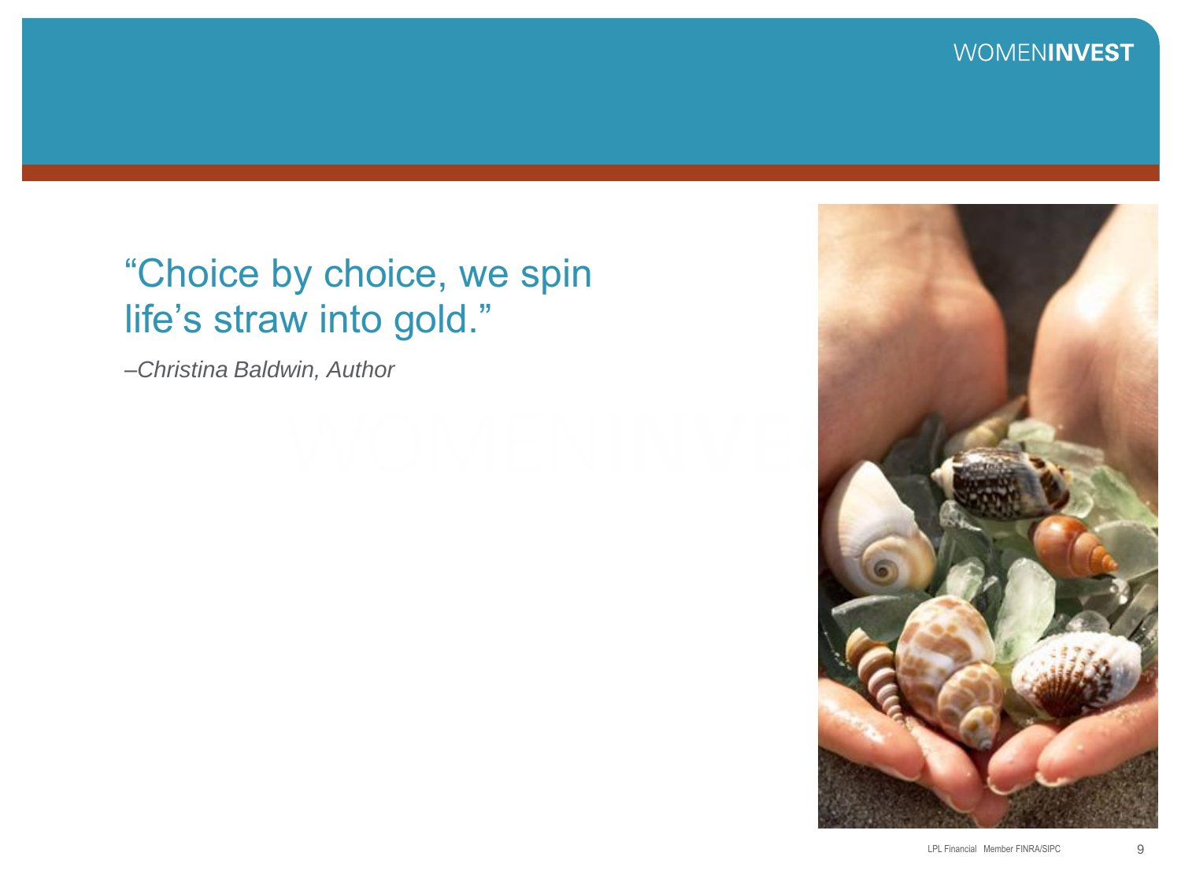"Choice by choice, we spin life's straw into gold."

*–Christina Baldwin, Author*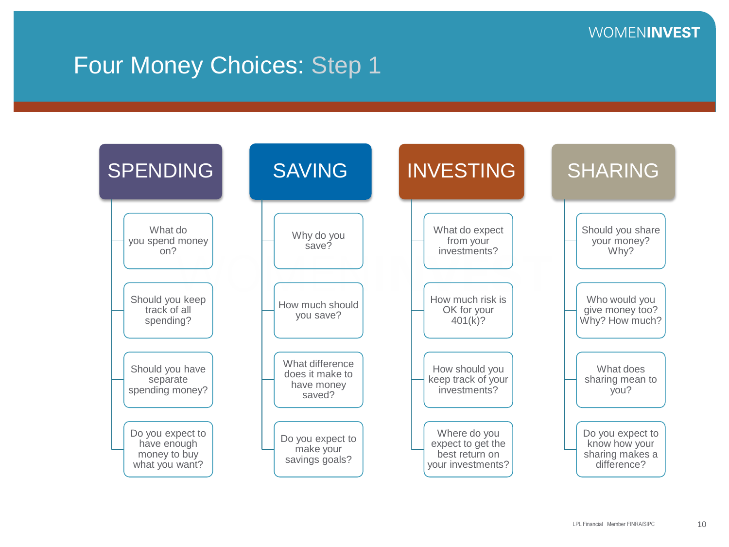# Four Money Choices: Step 1

## SPENDING

- What do you spend money on?
- Should you keep track of all spending?
- Should you have separate spending money?
- Do you expect to have enough money to buy what you want?

## SAVING

- Why do you save?
- How much should you save?
- What difference does it make to have money saved?
- Do you expect to make your savings goals?

## INVESTING

- What do expect from your investments?
- How much risk is OK for your 401(k)?
- How should you keep track of your investments?
- Where do you expect to get the best return on your investments?

## SHARING

- Should you share your money? Why?
- Who would you give money too? Why? How much?
- What does sharing mean to you?
- Do you expect to know how your sharing makes a difference?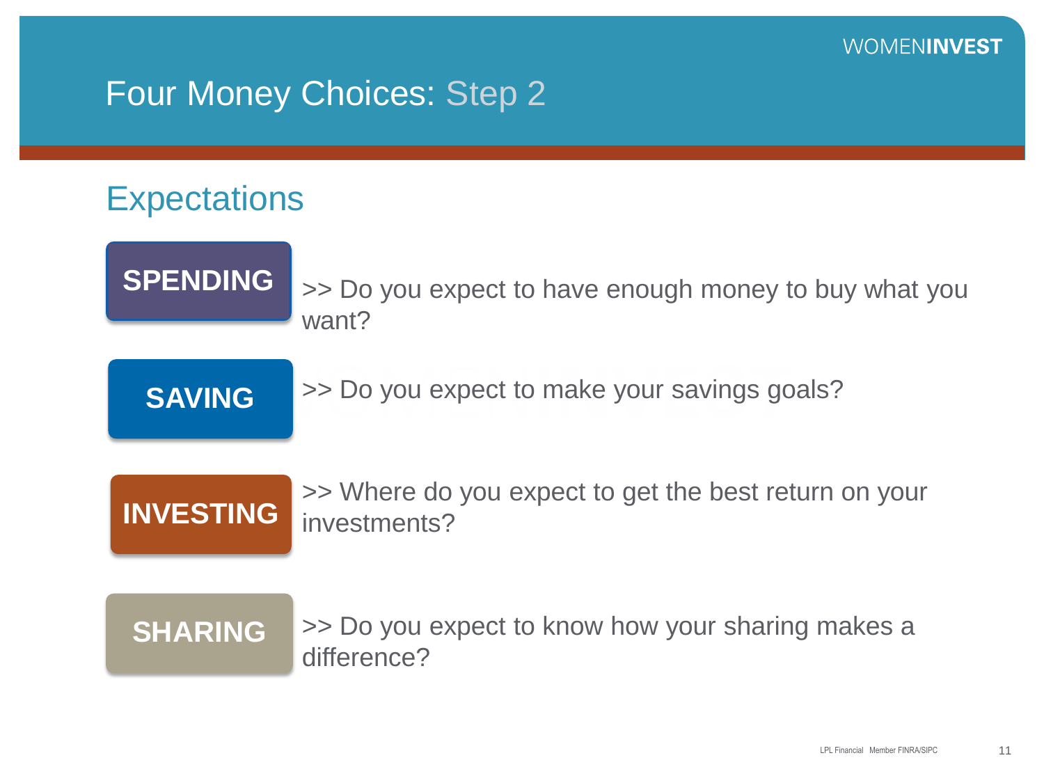# Four Money Choices: Step 2

## Expectations

**SPENDING** >> Do you expect to have enough money to buy what you want?

**SAVING** >> Do you expect to make your savings goals?

**INVESTING** >> Where do you expect to get the best return on your investments?

**SHARING** >> Do you expect to know how your sharing makes a difference?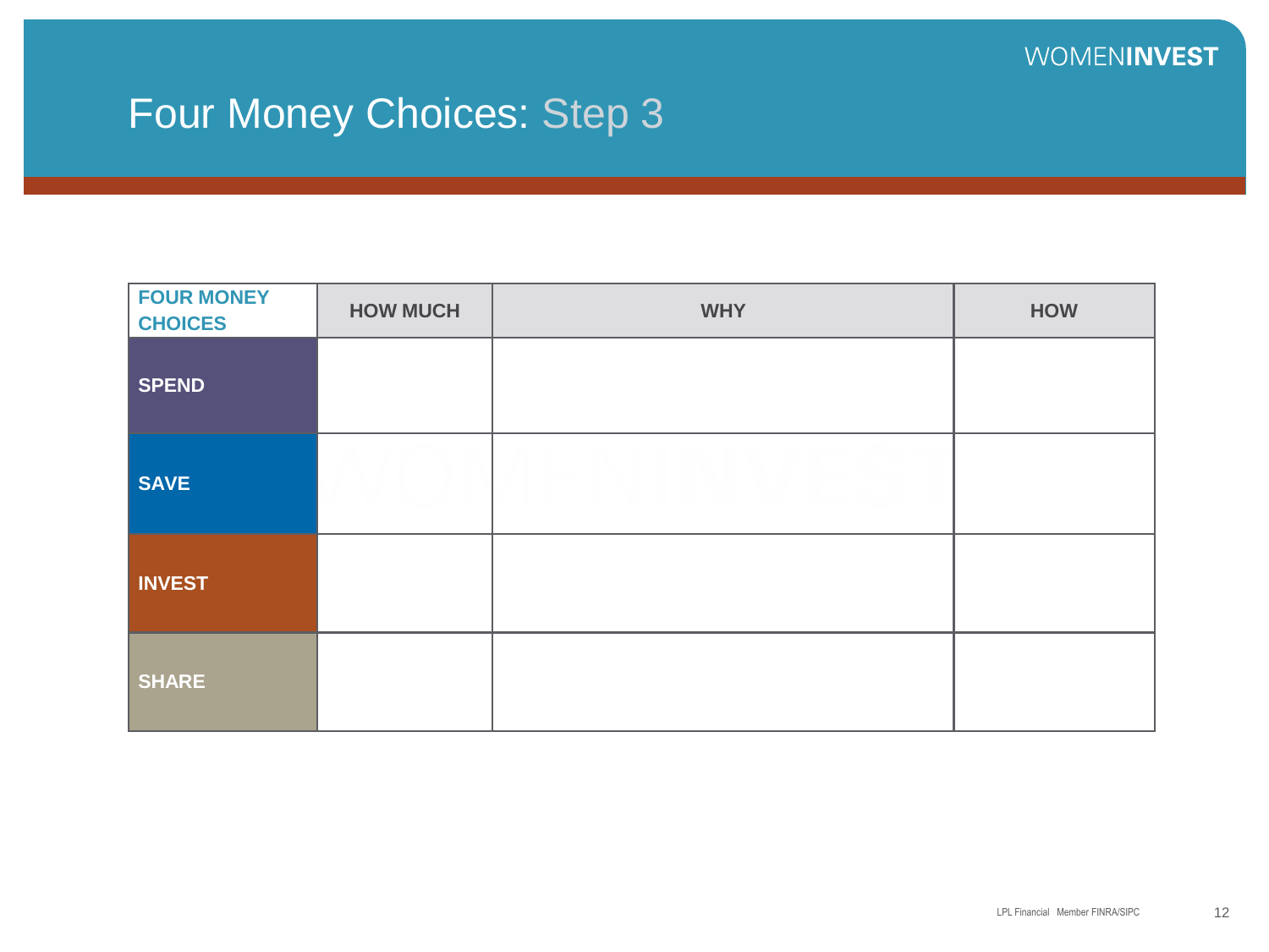# Four Money Choices: Step 3

| FOUR MONEY CHOICES | HOW MUCH | WHY | HOW |
|---|---|---|---|
| SPEND | | | |
| SAVE | | | |
| INVEST | | | |
| SHARE | | | |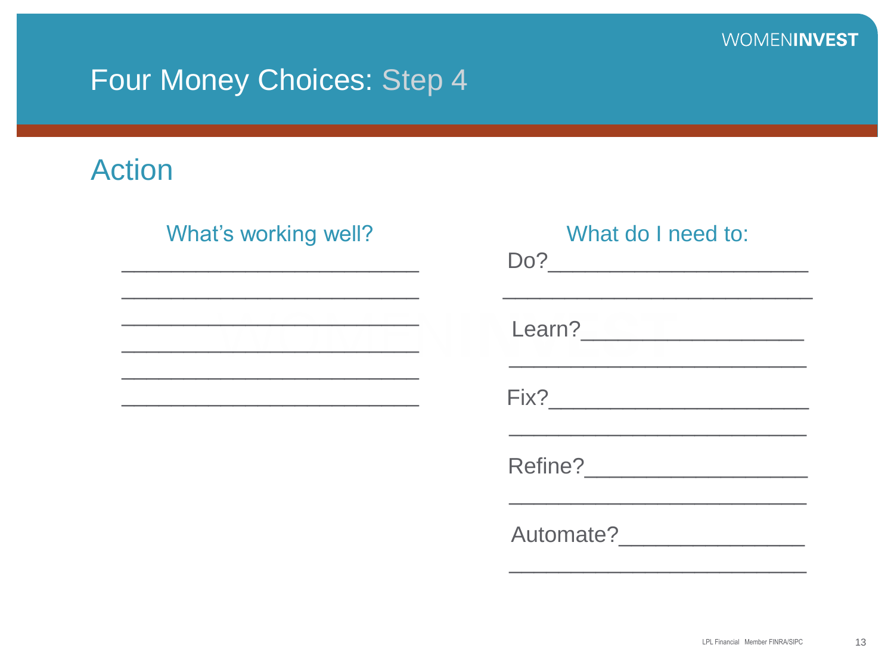# Four Money Choices: Step 4

## Action

### What's working well?

______________________________

______________________________

______________________________

______________________________

______________________________

______________________________

### What do I need to:

Do?______________________

______________________________

Learn?____________________

______________________________

Fix?______________________

______________________________

Refine?____________________

______________________________

Automate?_________________

______________________________

LPL Financial Member FINRA/SIPC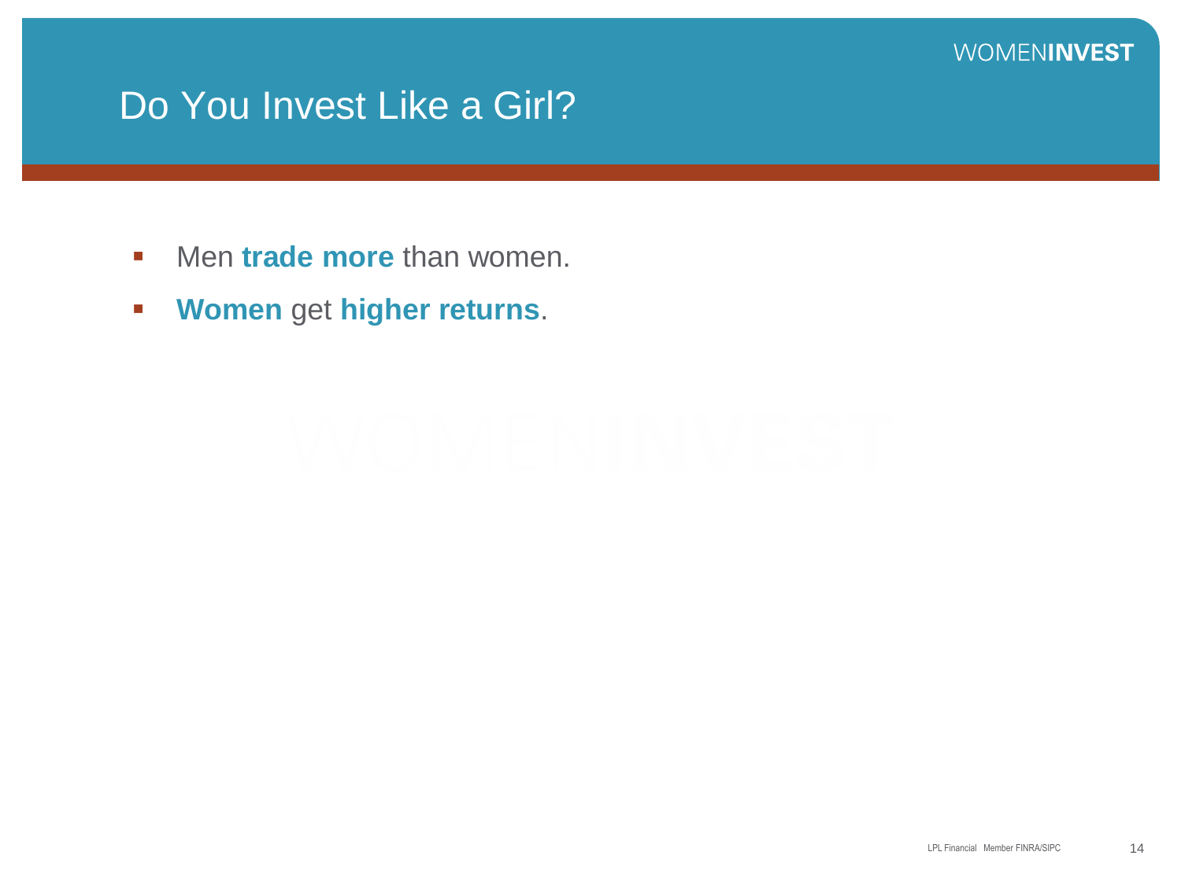# Do You Invest Like a Girl?

- Men **trade more** than women.
- **Women** get **higher returns**.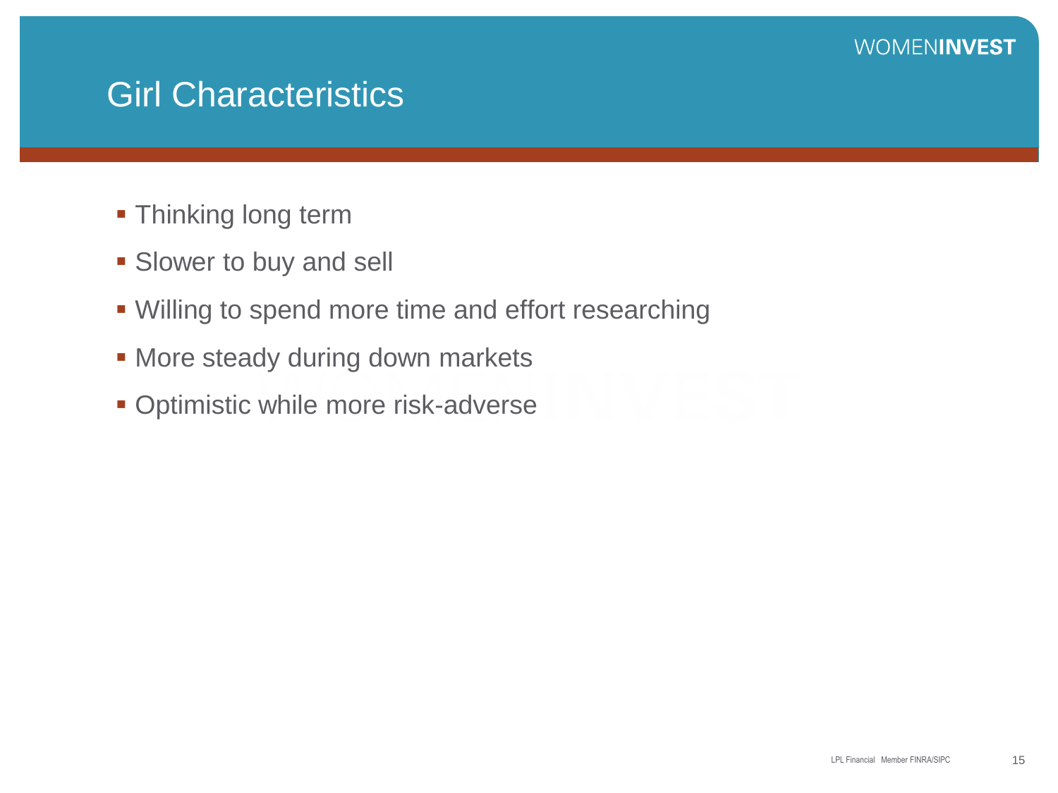# Girl Characteristics

- Thinking long term
- Slower to buy and sell
- Willing to spend more time and effort researching
- More steady during down markets
- Optimistic while more risk-adverse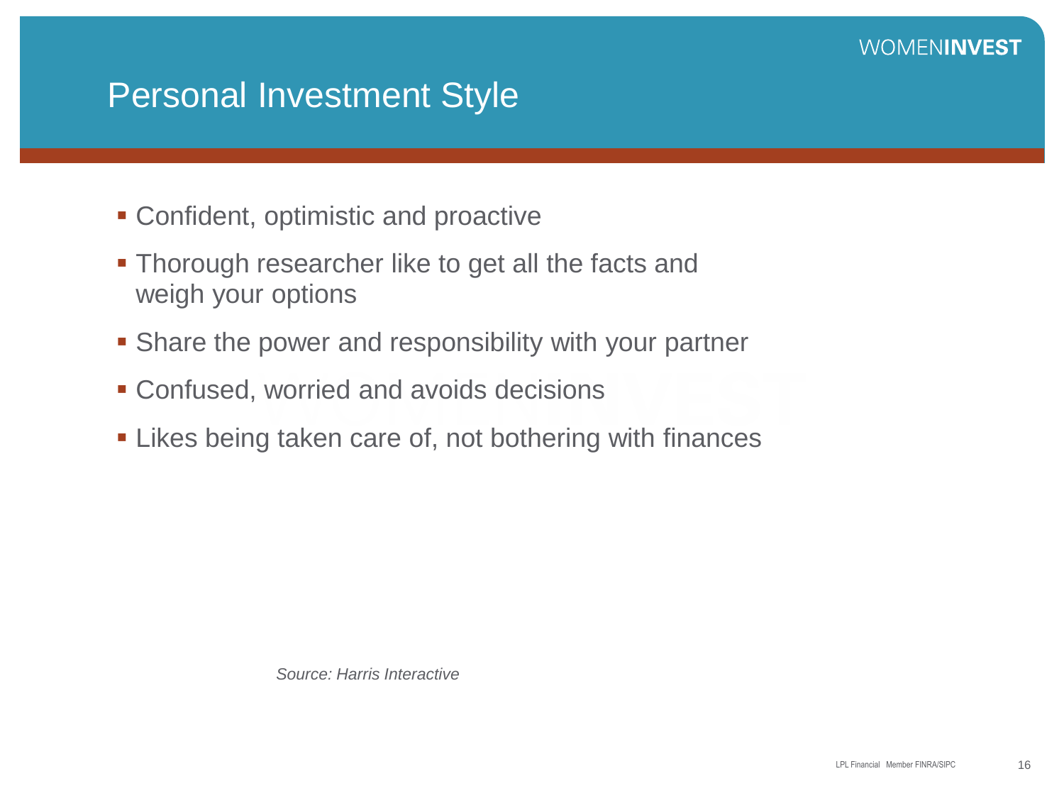# Personal Investment Style

- Confident, optimistic and proactive
- Thorough researcher like to get all the facts and weigh your options
- Share the power and responsibility with your partner
- Confused, worried and avoids decisions
- Likes being taken care of, not bothering with finances

*Source: Harris Interactive*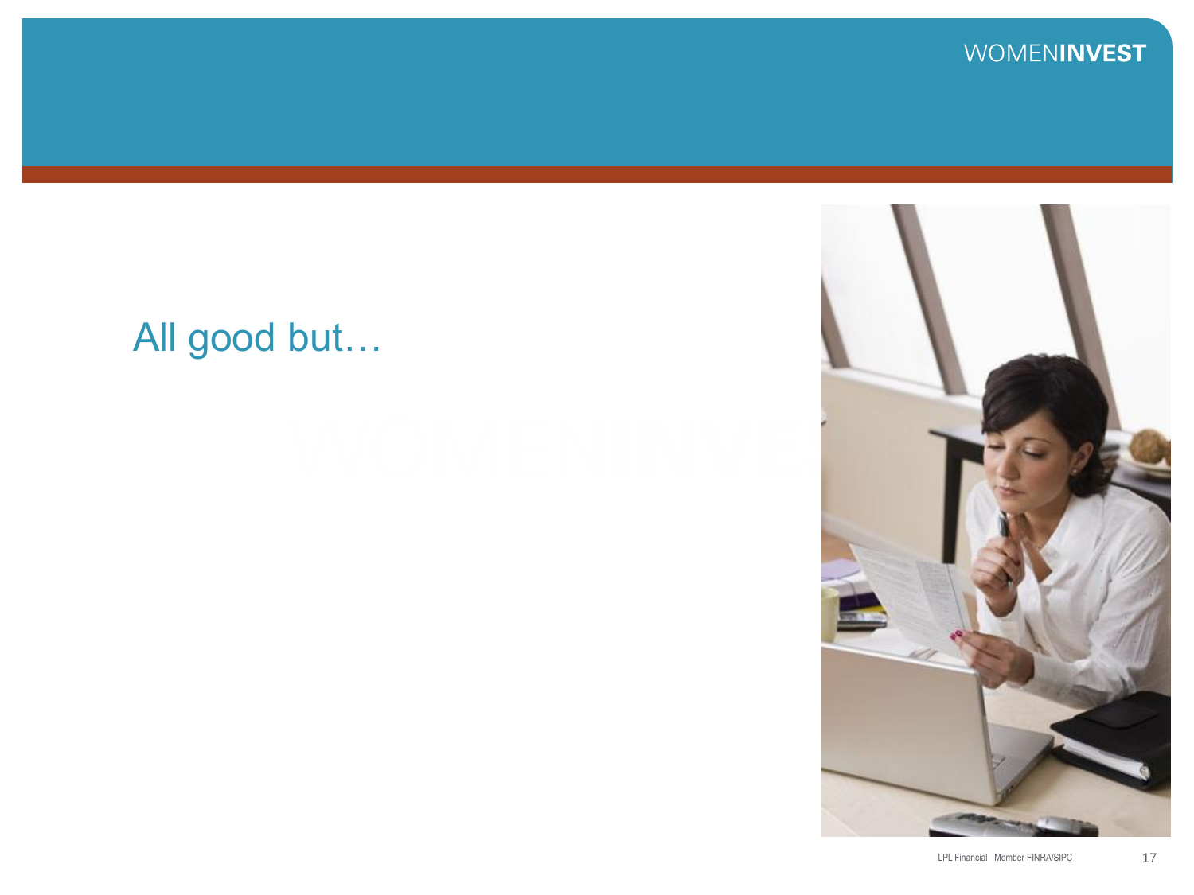All good but…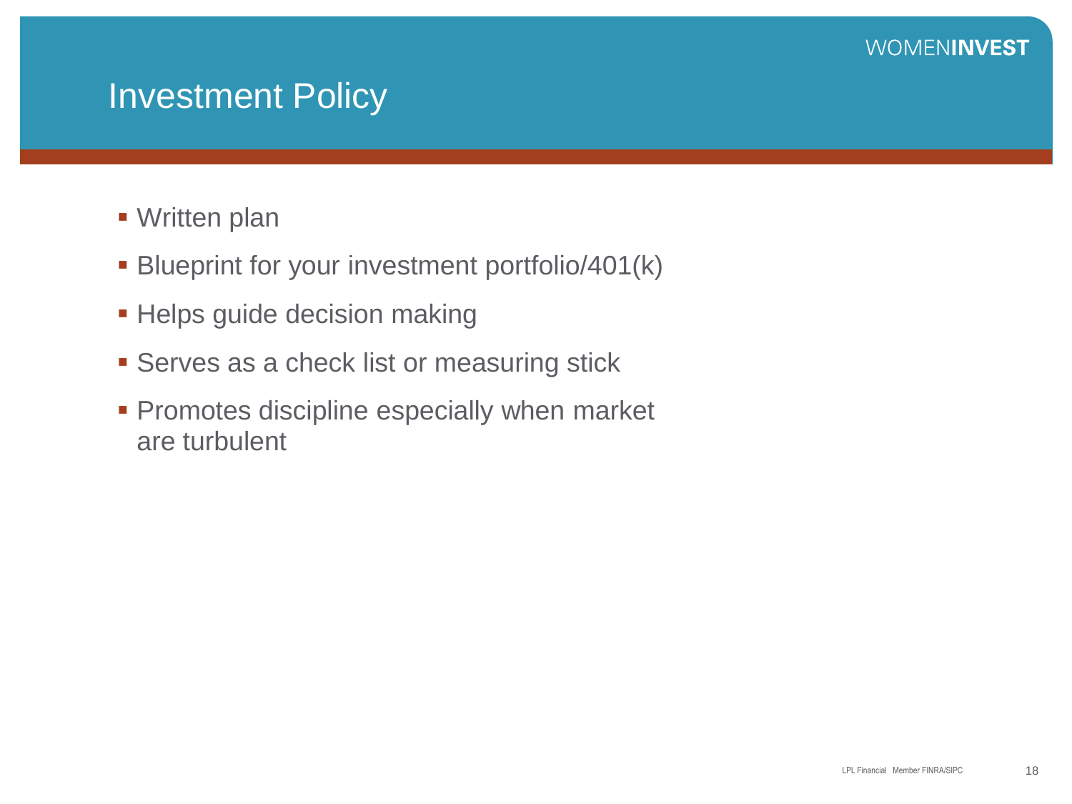# Investment Policy

- Written plan
- Blueprint for your investment portfolio/401(k)
- Helps guide decision making
- Serves as a check list or measuring stick
- Promotes discipline especially when market are turbulent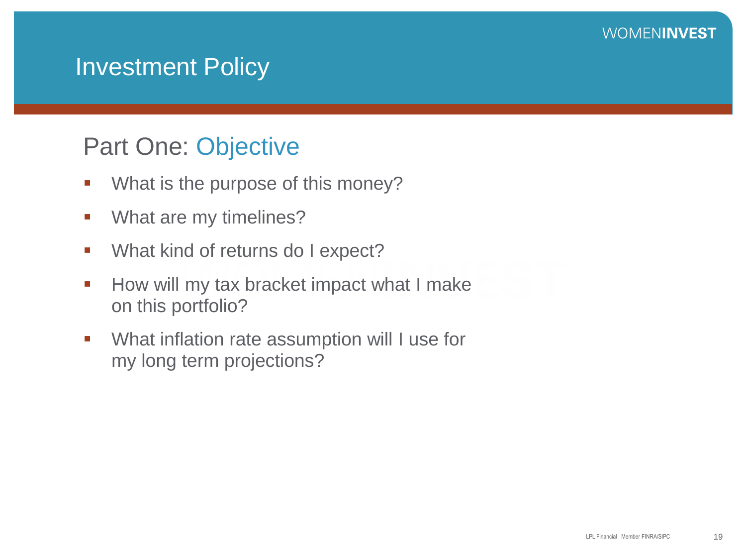# Investment Policy

## Part One: Objective

- What is the purpose of this money?
- What are my timelines?
- What kind of returns do I expect?
- How will my tax bracket impact what I make on this portfolio?
- What inflation rate assumption will I use for my long term projections?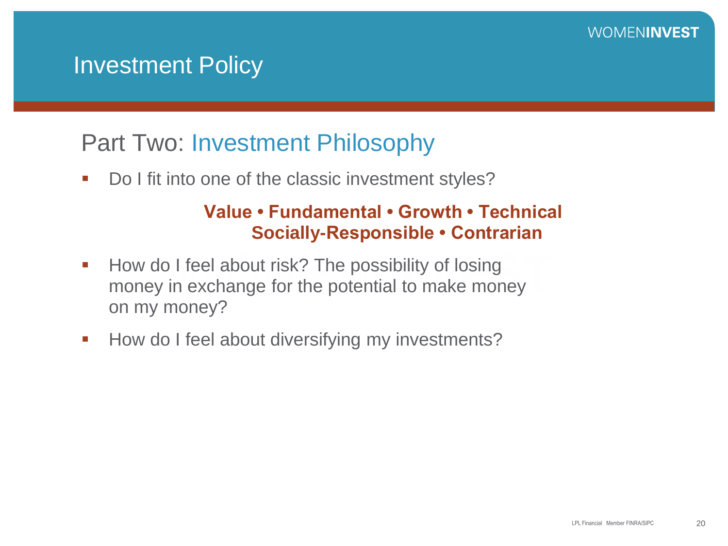# Investment Policy

## Part Two: Investment Philosophy

- Do I fit into one of the classic investment styles?

**Value • Fundamental • Growth • Technical**
**Socially-Responsible • Contrarian**

- How do I feel about risk? The possibility of losing money in exchange for the potential to make money on my money?
- How do I feel about diversifying my investments?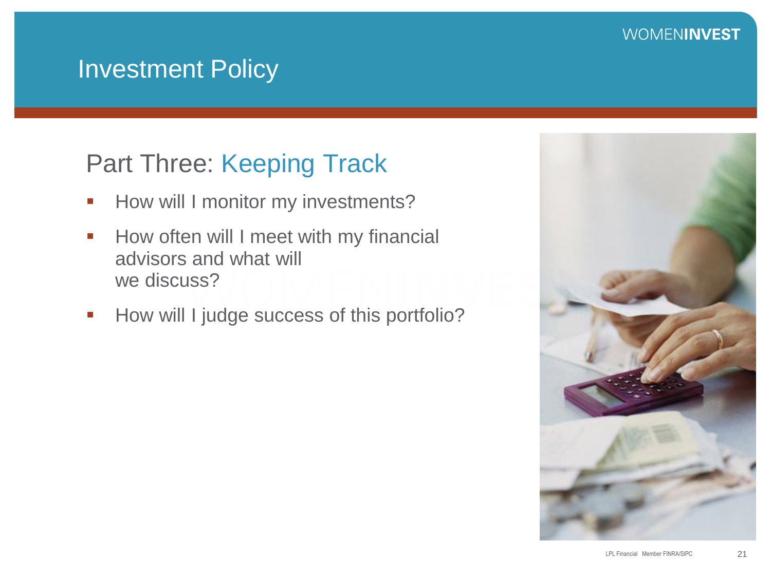# Investment Policy

## Part Three: Keeping Track

- How will I monitor my investments?
- How often will I meet with my financial advisors and what will we discuss?
- How will I judge success of this portfolio?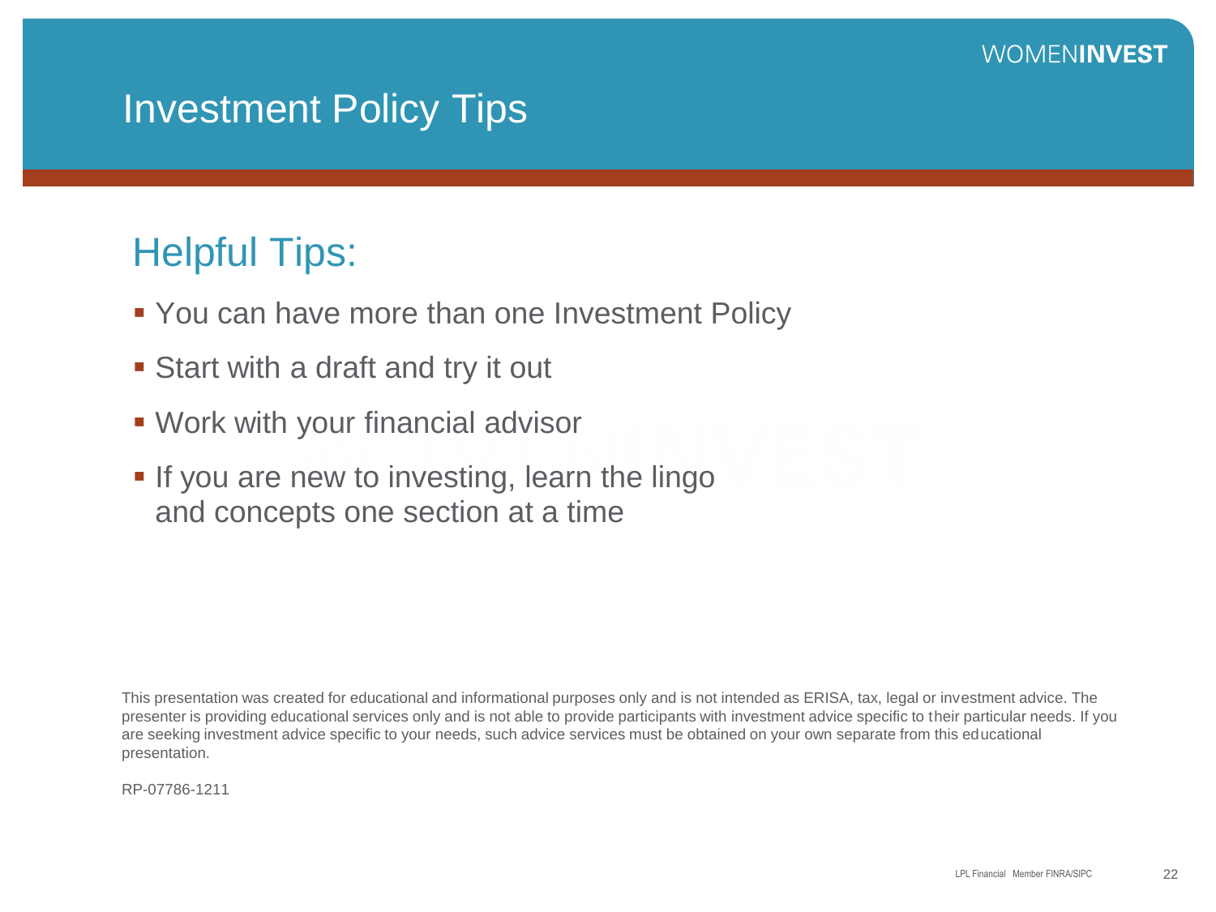# Investment Policy Tips

## Helpful Tips:

- You can have more than one Investment Policy
- Start with a draft and try it out
- Work with your financial advisor
- If you are new to investing, learn the lingo and concepts one section at a time

This presentation was created for educational and informational purposes only and is not intended as ERISA, tax, legal or investment advice. The presenter is providing educational services only and is not able to provide participants with investment advice specific to their particular needs. If you are seeking investment advice specific to your needs, such advice services must be obtained on your own separate from this educational presentation.

RP-07786-1211

LPL Financial Member FINRA/SIPC